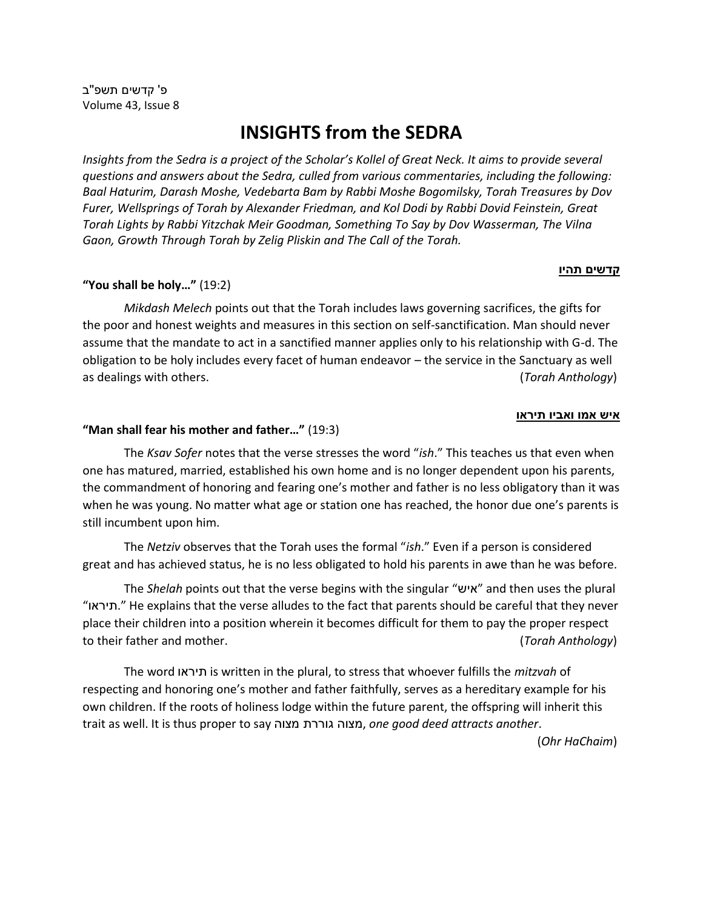פ' קדשים תשפ"ב
Volume 43, Issue 8

# INSIGHTS from the SEDRA

*Insights from the Sedra is a project of the Scholar's Kollel of Great Neck. It aims to provide several questions and answers about the Sedra, culled from various commentaries, including the following: Baal Haturim, Darash Moshe, Vedebarta Bam by Rabbi Moshe Bogomilsky, Torah Treasures by Dov Furer, Wellsprings of Torah by Alexander Friedman, and Kol Dodi by Rabbi Dovid Feinstein, Great Torah Lights by Rabbi Yitzchak Meir Goodman, Something To Say by Dov Wasserman, The Vilna Gaon, Growth Through Torah by Zelig Pliskin and The Call of the Torah.*

**קדשים תהיו**

**"You shall be holy…"** (19:2)

*Mikdash Melech* points out that the Torah includes laws governing sacrifices, the gifts for the poor and honest weights and measures in this section on self-sanctification. Man should never assume that the mandate to act in a sanctified manner applies only to his relationship with G-d. The obligation to be holy includes every facet of human endeavor – the service in the Sanctuary as well as dealings with others. (*Torah Anthology*)

**איש אמו ואביו תיראו**

**"Man shall fear his mother and father…"** (19:3)

The *Ksav Sofer* notes that the verse stresses the word "*ish*." This teaches us that even when one has matured, married, established his own home and is no longer dependent upon his parents, the commandment of honoring and fearing one's mother and father is no less obligatory than it was when he was young. No matter what age or station one has reached, the honor due one's parents is still incumbent upon him.

The *Netziv* observes that the Torah uses the formal "*ish*." Even if a person is considered great and has achieved status, he is no less obligated to hold his parents in awe than he was before.

The *Shelah* points out that the verse begins with the singular "איש" and then uses the plural "תיראו." He explains that the verse alludes to the fact that parents should be careful that they never place their children into a position wherein it becomes difficult for them to pay the proper respect to their father and mother. (*Torah Anthology*)

The word תיראו is written in the plural, to stress that whoever fulfills the *mitzvah* of respecting and honoring one's mother and father faithfully, serves as a hereditary example for his own children. If the roots of holiness lodge within the future parent, the offspring will inherit this trait as well. It is thus proper to say מצוה גוררת מצוה, *one good deed attracts another*.

(*Ohr HaChaim*)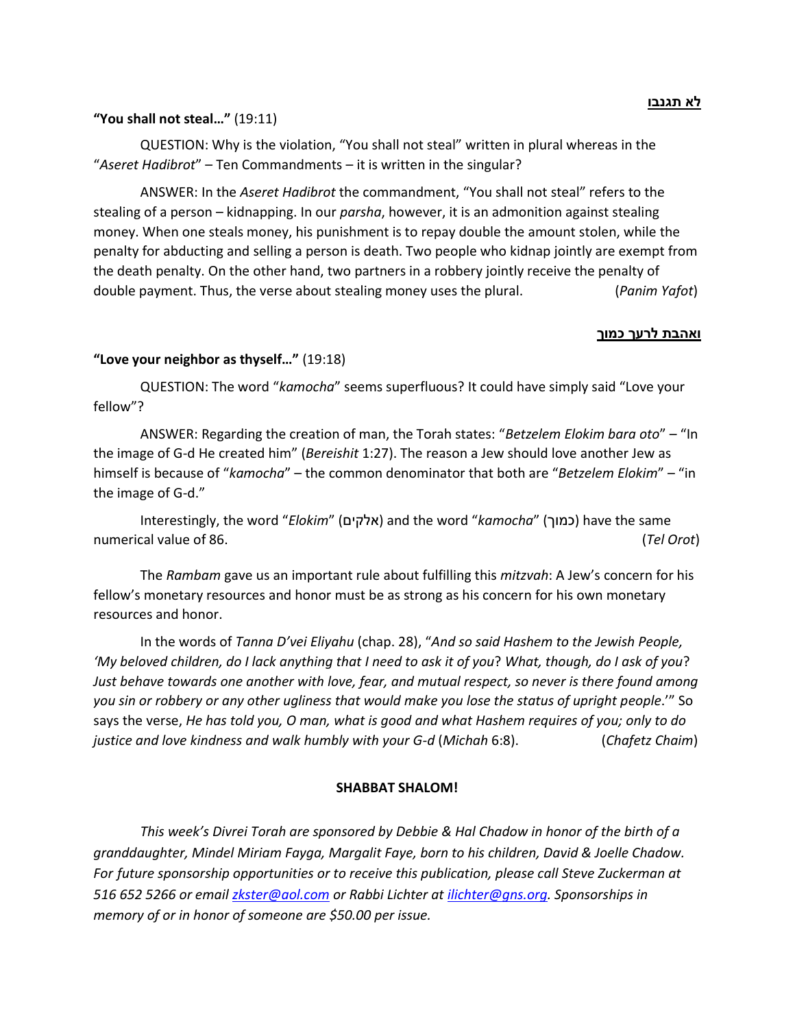**לא תגנבו**

**"You shall not steal…"** (19:11)

QUESTION: Why is the violation, "You shall not steal" written in plural whereas in the "*Aseret Hadibrot*" – Ten Commandments – it is written in the singular?

ANSWER: In the *Aseret Hadibrot* the commandment, "You shall not steal" refers to the stealing of a person – kidnapping. In our *parsha*, however, it is an admonition against stealing money. When one steals money, his punishment is to repay double the amount stolen, while the penalty for abducting and selling a person is death. Two people who kidnap jointly are exempt from the death penalty. On the other hand, two partners in a robbery jointly receive the penalty of double payment. Thus, the verse about stealing money uses the plural. (*Panim Yafot*)

**ואהבת לרעך כמוך**

**"Love your neighbor as thyself…"** (19:18)

QUESTION: The word "*kamocha*" seems superfluous? It could have simply said "Love your fellow"?

ANSWER: Regarding the creation of man, the Torah states: "*Betzelem Elokim bara oto*" – "In the image of G-d He created him" (*Bereishit* 1:27). The reason a Jew should love another Jew as himself is because of "*kamocha*" – the common denominator that both are "*Betzelem Elokim*" – "in the image of G-d."

Interestingly, the word "*Elokim*" (אלקים) and the word "*kamocha*" (כמוך) have the same numerical value of 86. (*Tel Orot*)

The *Rambam* gave us an important rule about fulfilling this *mitzvah*: A Jew's concern for his fellow's monetary resources and honor must be as strong as his concern for his own monetary resources and honor.

In the words of *Tanna D'vei Eliyahu* (chap. 28), "*And so said Hashem to the Jewish People, 'My beloved children, do I lack anything that I need to ask it of you*? *What, though, do I ask of you*? *Just behave towards one another with love, fear, and mutual respect, so never is there found among you sin or robbery or any other ugliness that would make you lose the status of upright people*.'" So says the verse, *He has told you, O man, what is good and what Hashem requires of you; only to do justice and love kindness and walk humbly with your G-d* (*Michah* 6:8). (*Chafetz Chaim*)

**SHABBAT SHALOM!**

*This week's Divrei Torah are sponsored by Debbie & Hal Chadow in honor of the birth of a granddaughter, Mindel Miriam Fayga, Margalit Faye, born to his children, David & Joelle Chadow. For future sponsorship opportunities or to receive this publication, please call Steve Zuckerman at 516 652 5266 or email zkster@aol.com or Rabbi Lichter at ilichter@gns.org. Sponsorships in memory of or in honor of someone are $50.00 per issue.*